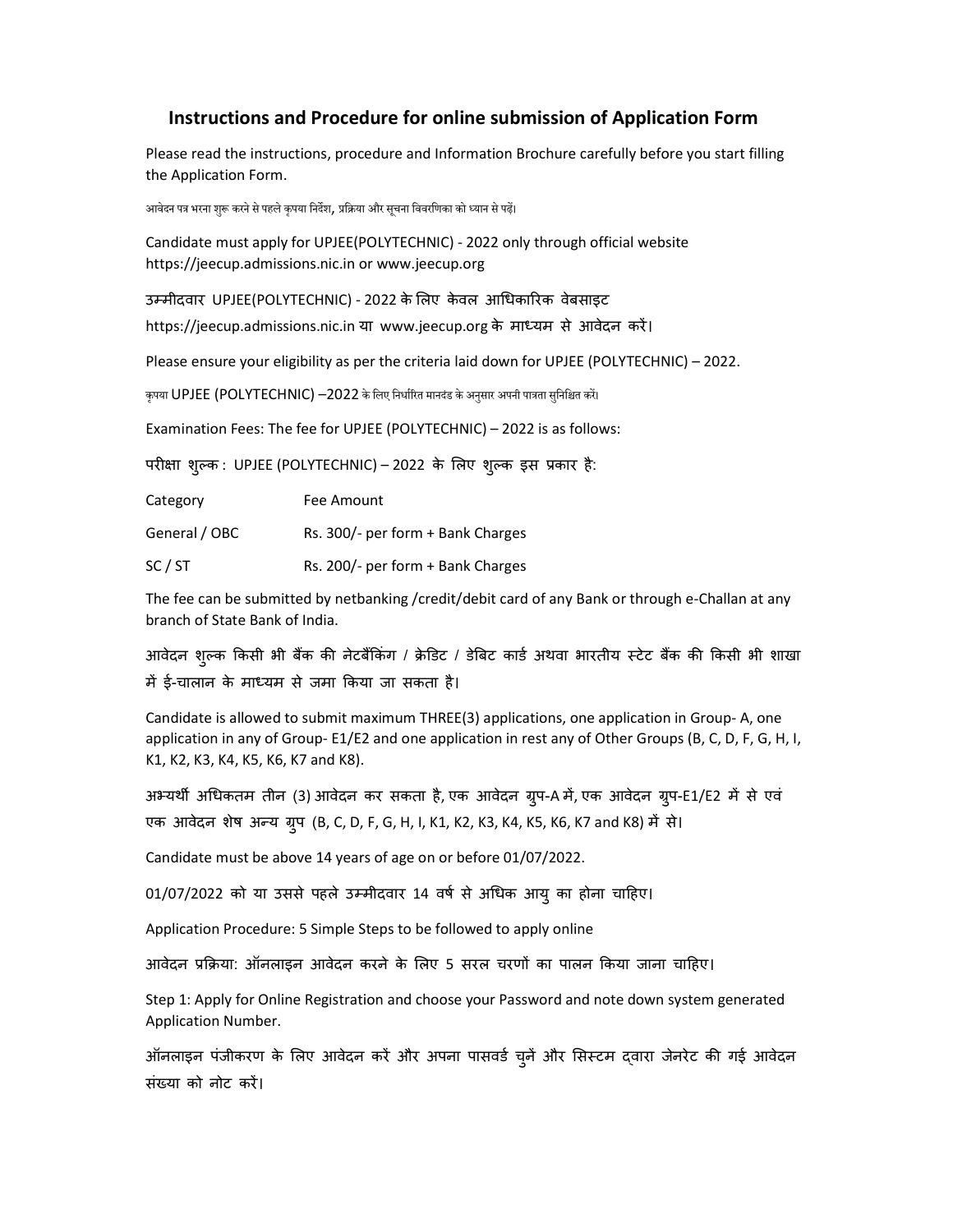# Instructions and Procedure for online submission of Application Form

Please read the instructions, procedure and Information Brochure carefully before you start filling the Application Form.

आवेदन पत्र भरना शुरू करने से पहले कृपया निर्देश, प्रक्रिया और सूचना विवरणिका को ध्यान से पढ़ें।

Candidate must apply for UPJEE(POLYTECHNIC) - 2022 only through official website https://jeecup.admissions.nic.in or www.jeecup.org

उम्मीदवार UPJEE(POLYTECHNIC) - 2022 के लिए केवल आधिकारिक वेबसाइट https://jeecup.admissions.nic.in या www.jeecup.org के माध्यम से आवेदन करें।

Please ensure your eligibility as per the criteria laid down for UPJEE (POLYTECHNIC) – 2022.

कृपया UPJEE (POLYTECHNIC) –2022 के लिए निर्धारित मानदंड के अनुसार अपनी पात्रता सुनिश्चित करें।

Examination Fees: The fee for UPJEE (POLYTECHNIC) – 2022 is as follows:

परीक्षा शुल्क : UPJEE (POLYTECHNIC) – 2022 के लिए शुल्क इस प्रकार है:

| Category | Fee Amount |
|---|---|
| General / OBC | Rs. 300/- per form + Bank Charges |
| SC / ST | Rs. 200/- per form + Bank Charges |

The fee can be submitted by netbanking /credit/debit card of any Bank or through e-Challan at any branch of State Bank of India.

आवेदन शुल्क किसी भी बैंक की नेटबैंकिंग / क्रेडिट / डेबिट कार्ड अथवा भारतीय स्टेट बैंक की किसी भी शाखा में ई-चालान के माध्यम से जमा किया जा सकता है।

Candidate is allowed to submit maximum THREE(3) applications, one application in Group- A, one application in any of Group- E1/E2 and one application in rest any of Other Groups (B, C, D, F, G, H, I, K1, K2, K3, K4, K5, K6, K7 and K8).

अभ्यर्थी अधिकतम तीन (3) आवेदन कर सकता है, एक आवेदन ग्रुप-A में, एक आवेदन ग्रुप-E1/E2 में से एवं एक आवेदन शेष अन्य ग्रुप (B, C, D, F, G, H, I, K1, K2, K3, K4, K5, K6, K7 and K8) में से।

Candidate must be above 14 years of age on or before 01/07/2022.

01/07/2022 को या उससे पहले उम्मीदवार 14 वर्ष से अधिक आयु का होना चाहिए।

Application Procedure: 5 Simple Steps to be followed to apply online

आवेदन प्रक्रिया: ऑनलाइन आवेदन करने के लिए 5 सरल चरणों का पालन किया जाना चाहिए।

Step 1: Apply for Online Registration and choose your Password and note down system generated Application Number.

ऑनलाइन पंजीकरण के लिए आवेदन करें और अपना पासवर्ड चुनें और सिस्टम द्वारा जेनरेट की गई आवेदन संख्या को नोट करें।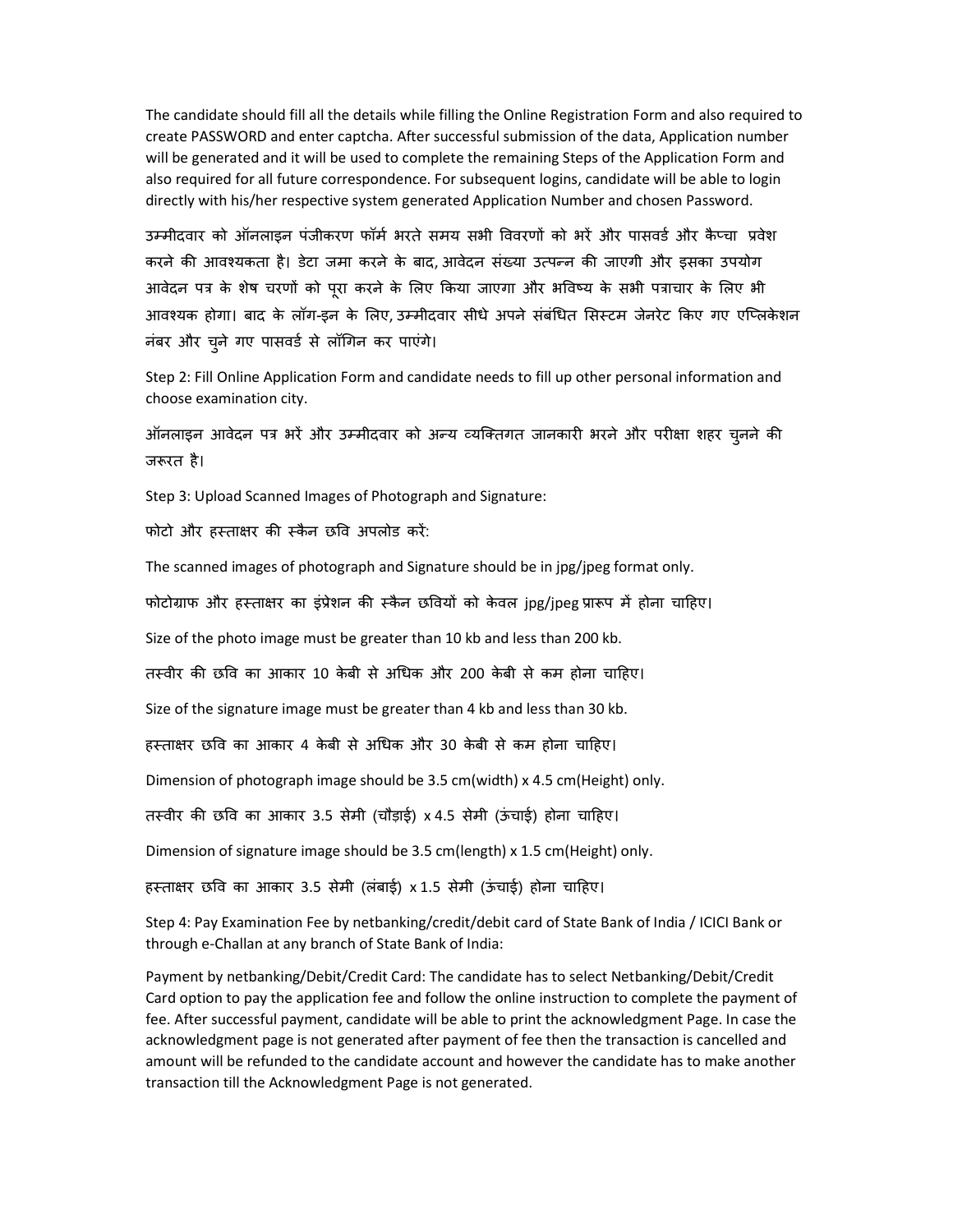The candidate should fill all the details while filling the Online Registration Form and also required to create PASSWORD and enter captcha. After successful submission of the data, Application number will be generated and it will be used to complete the remaining Steps of the Application Form and also required for all future correspondence. For subsequent logins, candidate will be able to login directly with his/her respective system generated Application Number and chosen Password.

उम्मीदवार को ऑनलाइन पंजीकरण फॉर्म भरते समय सभी विवरणों को भरें और पासवर्ड और कैप्चा प्रवेश करने की आवश्यकता है। डेटा जमा करने के बाद, आवेदन संख्या उत्पन्न की जाएगी और इसका उपयोग आवेदन पत्र के शेष चरणों को पूरा करने के लिए किया जाएगा और भविष्य के सभी पत्राचार के लिए भी आवश्यक होगा। बाद के लॉग-इन के लिए, उम्मीदवार सीधे अपने संबंधित सिस्टम जेनरेट किए गए एप्लिकेशन नंबर और चुने गए पासवर्ड से लॉगिन कर पाएंगे।

Step 2: Fill Online Application Form and candidate needs to fill up other personal information and choose examination city.

ऑनलाइन आवेदन पत्र भरें और उम्मीदवार को अन्य व्यक्तिगत जानकारी भरने और परीक्षा शहर चुनने की जरूरत है।

Step 3: Upload Scanned Images of Photograph and Signature:

फोटो और हस्ताक्षर की स्कैन छवि अपलोड करें:

The scanned images of photograph and Signature should be in jpg/jpeg format only.

फोटोग्राफ और हस्ताक्षर का इंप्रेशन की स्कैन छवियों को केवल jpg/jpeg प्रारूप में होना चाहिए।

Size of the photo image must be greater than 10 kb and less than 200 kb.

तस्वीर की छवि का आकार 10 केबी से अधिक और 200 केबी से कम होना चाहिए।

Size of the signature image must be greater than 4 kb and less than 30 kb.

हस्ताक्षर छवि का आकार 4 केबी से अधिक और 30 केबी से कम होना चाहिए।

Dimension of photograph image should be 3.5 cm(width) x 4.5 cm(Height) only.

तस्वीर की छवि का आकार 3.5 सेमी (चौड़ाई) x 4.5 सेमी (ऊंचाई) होना चाहिए।

Dimension of signature image should be 3.5 cm(length) x 1.5 cm(Height) only.

हस्ताक्षर छवि का आकार 3.5 सेमी (लंबाई) x 1.5 सेमी (ऊंचाई) होना चाहिए।

Step 4: Pay Examination Fee by netbanking/credit/debit card of State Bank of India / ICICI Bank or through e-Challan at any branch of State Bank of India:

Payment by netbanking/Debit/Credit Card: The candidate has to select Netbanking/Debit/Credit Card option to pay the application fee and follow the online instruction to complete the payment of fee. After successful payment, candidate will be able to print the acknowledgment Page. In case the acknowledgment page is not generated after payment of fee then the transaction is cancelled and amount will be refunded to the candidate account and however the candidate has to make another transaction till the Acknowledgment Page is not generated.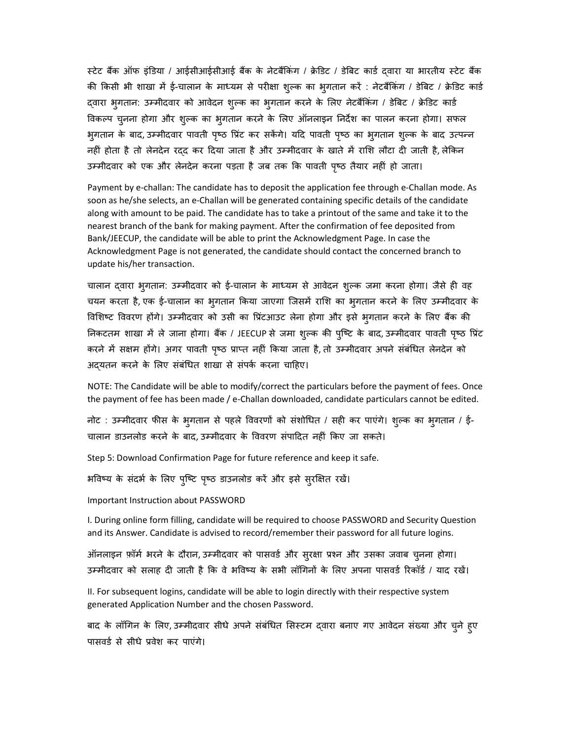स्टेट बैंक ऑफ इंडिया / आईसीआईसीआई बैंक के नेटबैंकिंग / क्रेडिट / डेबिट कार्ड द्वारा या भारतीय स्टेट बैंक की किसी भी शाखा में ई-चालान के माध्यम से परीक्षा शुल्क का भुगतान करें : नेटबैंकिंग / डेबिट / क्रेडिट कार्ड द्वारा भुगतान: उम्मीदवार को आवेदन शुल्क का भुगतान करने के लिए नेटबैंकिंग / डेबिट / क्रेडिट कार्ड विकल्प चुनना होगा और शुल्क का भुगतान करने के लिए ऑनलाइन निर्देश का पालन करना होगा। सफल भुगतान के बाद, उम्मीदवार पावती पृष्ठ प्रिंट कर सकेंगे। यदि पावती पृष्ठ का भुगतान शुल्क के बाद उत्पन्न नहीं होता है तो लेनदेन रद्द कर दिया जाता है और उम्मीदवार के खाते में राशि लौटा दी जाती है, लेकिन उम्मीदवार को एक और लेनदेन करना पड़ता है जब तक कि पावती पृष्ठ तैयार नहीं हो जाता।

Payment by e-challan: The candidate has to deposit the application fee through e-Challan mode. As soon as he/she selects, an e-Challan will be generated containing specific details of the candidate along with amount to be paid. The candidate has to take a printout of the same and take it to the nearest branch of the bank for making payment. After the confirmation of fee deposited from Bank/JEECUP, the candidate will be able to print the Acknowledgment Page. In case the Acknowledgment Page is not generated, the candidate should contact the concerned branch to update his/her transaction.

चालान द्वारा भुगतान: उम्मीदवार को ई-चालान के माध्यम से आवेदन शुल्क जमा करना होगा। जैसे ही वह चयन करता है, एक ई-चालान का भुगतान किया जाएगा जिसमें राशि का भुगतान करने के लिए उम्मीदवार के विशिष्ट विवरण होंगे। उम्मीदवार को उसी का प्रिंटआउट लेना होगा और इसे भुगतान करने के लिए बैंक की निकटतम शाखा में ले जाना होगा। बैंक / JEECUP से जमा शुल्क की पुष्टि के बाद, उम्मीदवार पावती पृष्ठ प्रिंट करने में सक्षम होंगे। अगर पावती पृष्ठ प्राप्त नहीं किया जाता है, तो उम्मीदवार अपने संबंधित लेनदेन को अद्यतन करने के लिए संबंधित शाखा से संपर्क करना चाहिए।

NOTE: The Candidate will be able to modify/correct the particulars before the payment of fees. Once the payment of fee has been made / e-Challan downloaded, candidate particulars cannot be edited.

नोट : उम्मीदवार फीस के भुगतान से पहले विवरणों को संशोधित / सही कर पाएंगे। शुल्क का भुगतान / ई-चालान डाउनलोड करने के बाद, उम्मीदवार के विवरण संपादित नहीं किए जा सकते।

Step 5: Download Confirmation Page for future reference and keep it safe.

भविष्य के संदर्भ के लिए पुष्टि पृष्ठ डाउनलोड करें और इसे सुरक्षित रखें।

Important Instruction about PASSWORD

I. During online form filling, candidate will be required to choose PASSWORD and Security Question and its Answer. Candidate is advised to record/remember their password for all future logins.

ऑनलाइन फ़ॉर्म भरने के दौरान, उम्मीदवार को पासवर्ड और सुरक्षा प्रश्न और उसका जवाब चुनना होगा। उम्मीदवार को सलाह दी जाती है कि वे भविष्य के सभी लॉगिनों के लिए अपना पासवर्ड रिकॉर्ड / याद रखें।

II. For subsequent logins, candidate will be able to login directly with their respective system generated Application Number and the chosen Password.

बाद के लॉगिन के लिए, उम्मीदवार सीधे अपने संबंधित सिस्टम द्वारा बनाए गए आवेदन संख्या और चुने हुए पासवर्ड से सीधे प्रवेश कर पाएंगे।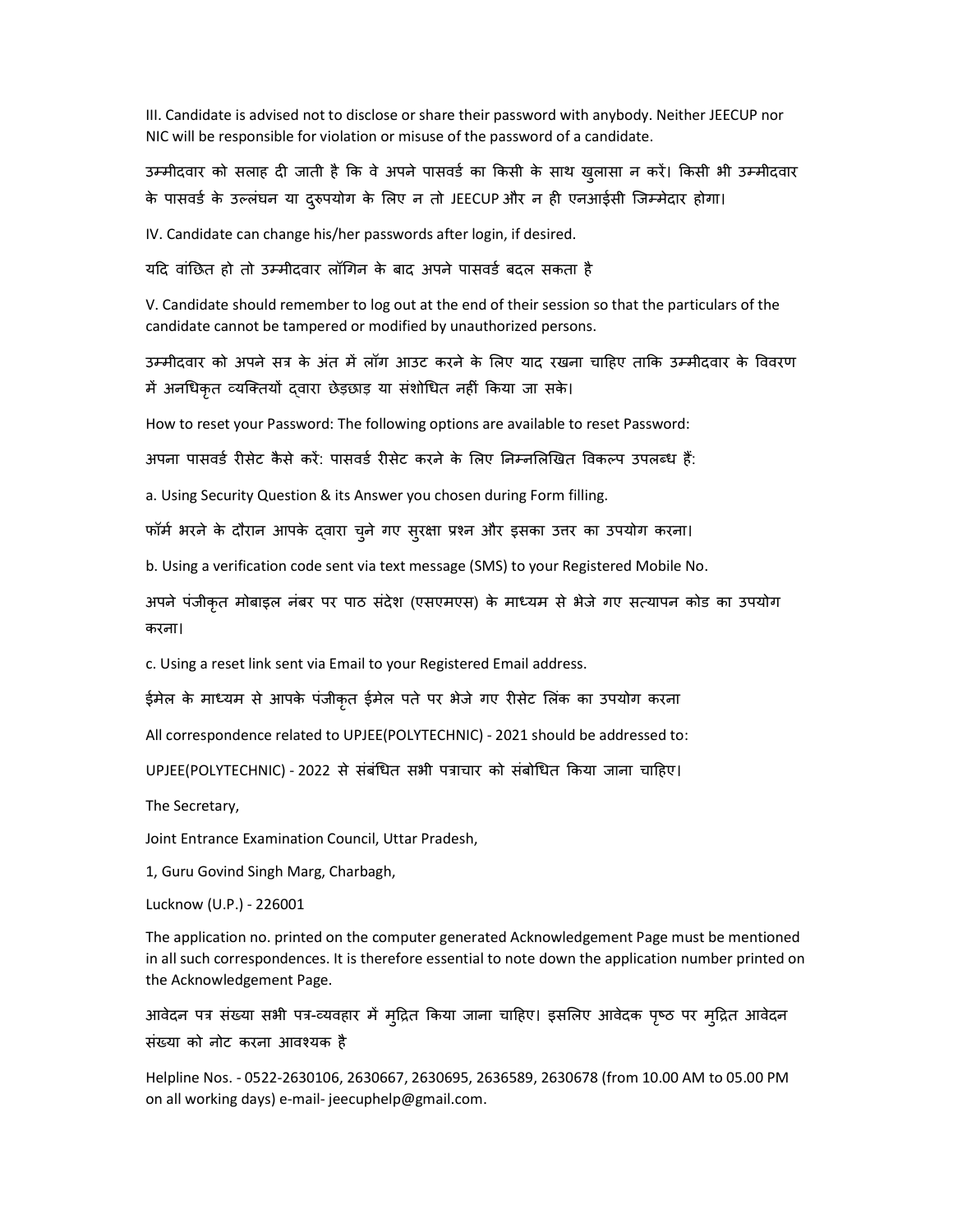III. Candidate is advised not to disclose or share their password with anybody. Neither JEECUP nor NIC will be responsible for violation or misuse of the password of a candidate.

उम्मीदवार को सलाह दी जाती है कि वे अपने पासवर्ड का किसी के साथ खुलासा न करें। किसी भी उम्मीदवार के पासवर्ड के उल्लंघन या दुरुपयोग के लिए न तो JEECUP और न ही एनआईसी जिम्मेदार होगा।

IV. Candidate can change his/her passwords after login, if desired.

यदि वांछित हो तो उम्मीदवार लॉगिन के बाद अपने पासवर्ड बदल सकता है

V. Candidate should remember to log out at the end of their session so that the particulars of the candidate cannot be tampered or modified by unauthorized persons.

उम्मीदवार को अपने सत्र के अंत में लॉग आउट करने के लिए याद रखना चाहिए ताकि उम्मीदवार के विवरण में अनधिकृत व्यक्तियों द्वारा छेड़छाड़ या संशोधित नहीं किया जा सके।

How to reset your Password: The following options are available to reset Password:

अपना पासवर्ड रीसेट कैसे करें: पासवर्ड रीसेट करने के लिए निम्नलिखित विकल्प उपलब्ध हैं:

a. Using Security Question & its Answer you chosen during Form filling.

फॉर्म भरने के दौरान आपके द्वारा चुने गए सुरक्षा प्रश्न और इसका उत्तर का उपयोग करना।

b. Using a verification code sent via text message (SMS) to your Registered Mobile No.

अपने पंजीकृत मोबाइल नंबर पर पाठ संदेश (एसएमएस) के माध्यम से भेजे गए सत्यापन कोड का उपयोग करना।

c. Using a reset link sent via Email to your Registered Email address.

ईमेल के माध्यम से आपके पंजीकृत ईमेल पते पर भेजे गए रीसेट लिंक का उपयोग करना

All correspondence related to UPJEE(POLYTECHNIC) - 2021 should be addressed to:

UPJEE(POLYTECHNIC) - 2022 से संबंधित सभी पत्राचार को संबोधित किया जाना चाहिए।

The Secretary,

Joint Entrance Examination Council, Uttar Pradesh,

1, Guru Govind Singh Marg, Charbagh,

Lucknow (U.P.) - 226001

The application no. printed on the computer generated Acknowledgement Page must be mentioned in all such correspondences. It is therefore essential to note down the application number printed on the Acknowledgement Page.

आवेदन पत्र संख्या सभी पत्र-व्यवहार में मुद्रित किया जाना चाहिए। इसलिए आवेदक पृष्ठ पर मुद्रित आवेदन संख्या को नोट करना आवश्यक है

Helpline Nos. - 0522-2630106, 2630667, 2630695, 2636589, 2630678 (from 10.00 AM to 05.00 PM on all working days) e-mail- jeecuphelp@gmail.com.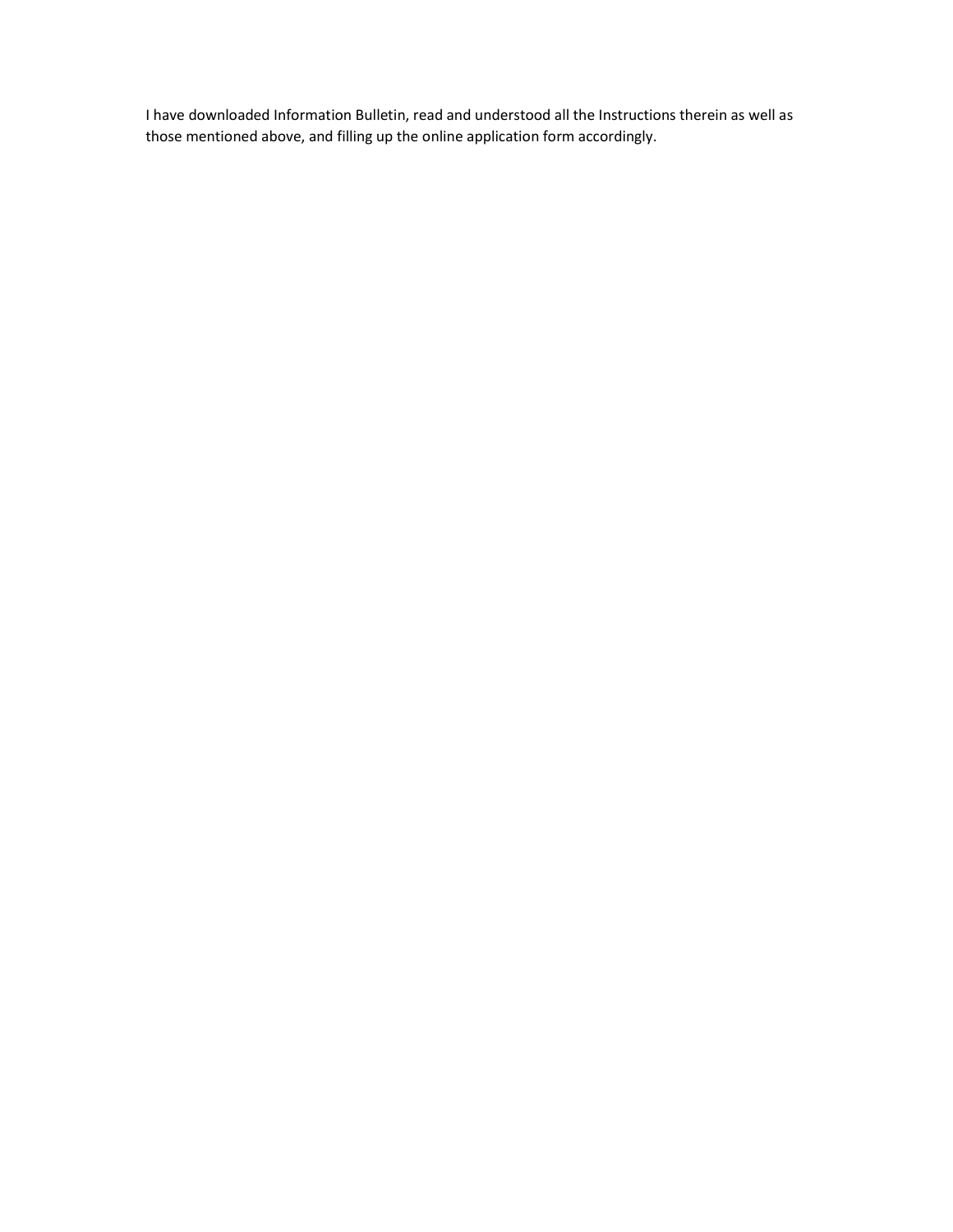I have downloaded Information Bulletin, read and understood all the Instructions therein as well as those mentioned above, and filling up the online application form accordingly.